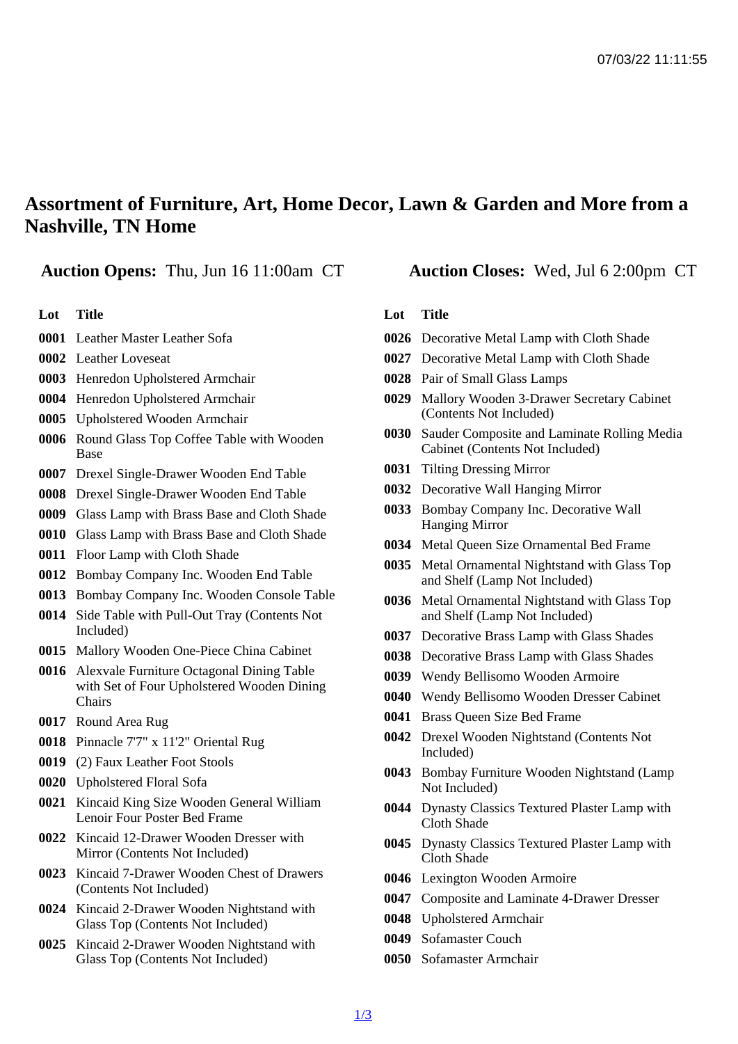# Assortment of Furniture, Art, Home Decor, Lawn & Garden and More from a Nashville, TN Home

**Auction Opens:** Thu, Jun 16 11:00am CT

**Auction Closes:** Wed, Jul 6 2:00pm CT

| Lot | Title |
|---|---|
| **0001** | Leather Master Leather Sofa |
| **0002** | Leather Loveseat |
| **0003** | Henredon Upholstered Armchair |
| **0004** | Henredon Upholstered Armchair |
| **0005** | Upholstered Wooden Armchair |
| **0006** | Round Glass Top Coffee Table with Wooden Base |
| **0007** | Drexel Single-Drawer Wooden End Table |
| **0008** | Drexel Single-Drawer Wooden End Table |
| **0009** | Glass Lamp with Brass Base and Cloth Shade |
| **0010** | Glass Lamp with Brass Base and Cloth Shade |
| **0011** | Floor Lamp with Cloth Shade |
| **0012** | Bombay Company Inc. Wooden End Table |
| **0013** | Bombay Company Inc. Wooden Console Table |
| **0014** | Side Table with Pull-Out Tray (Contents Not Included) |
| **0015** | Mallory Wooden One-Piece China Cabinet |
| **0016** | Alexvale Furniture Octagonal Dining Table with Set of Four Upholstered Wooden Dining Chairs |
| **0017** | Round Area Rug |
| **0018** | Pinnacle 7'7" x 11'2" Oriental Rug |
| **0019** | (2) Faux Leather Foot Stools |
| **0020** | Upholstered Floral Sofa |
| **0021** | Kincaid King Size Wooden General William Lenoir Four Poster Bed Frame |
| **0022** | Kincaid 12-Drawer Wooden Dresser with Mirror (Contents Not Included) |
| **0023** | Kincaid 7-Drawer Wooden Chest of Drawers (Contents Not Included) |
| **0024** | Kincaid 2-Drawer Wooden Nightstand with Glass Top (Contents Not Included) |
| **0025** | Kincaid 2-Drawer Wooden Nightstand with Glass Top (Contents Not Included) |
| **0026** | Decorative Metal Lamp with Cloth Shade |
| **0027** | Decorative Metal Lamp with Cloth Shade |
| **0028** | Pair of Small Glass Lamps |
| **0029** | Mallory Wooden 3-Drawer Secretary Cabinet (Contents Not Included) |
| **0030** | Sauder Composite and Laminate Rolling Media Cabinet (Contents Not Included) |
| **0031** | Tilting Dressing Mirror |
| **0032** | Decorative Wall Hanging Mirror |
| **0033** | Bombay Company Inc. Decorative Wall Hanging Mirror |
| **0034** | Metal Queen Size Ornamental Bed Frame |
| **0035** | Metal Ornamental Nightstand with Glass Top and Shelf (Lamp Not Included) |
| **0036** | Metal Ornamental Nightstand with Glass Top and Shelf (Lamp Not Included) |
| **0037** | Decorative Brass Lamp with Glass Shades |
| **0038** | Decorative Brass Lamp with Glass Shades |
| **0039** | Wendy Bellisomo Wooden Armoire |
| **0040** | Wendy Bellisomo Wooden Dresser Cabinet |
| **0041** | Brass Queen Size Bed Frame |
| **0042** | Drexel Wooden Nightstand (Contents Not Included) |
| **0043** | Bombay Furniture Wooden Nightstand (Lamp Not Included) |
| **0044** | Dynasty Classics Textured Plaster Lamp with Cloth Shade |
| **0045** | Dynasty Classics Textured Plaster Lamp with Cloth Shade |
| **0046** | Lexington Wooden Armoire |
| **0047** | Composite and Laminate 4-Drawer Dresser |
| **0048** | Upholstered Armchair |
| **0049** | Sofamaster Couch |
| **0050** | Sofamaster Armchair |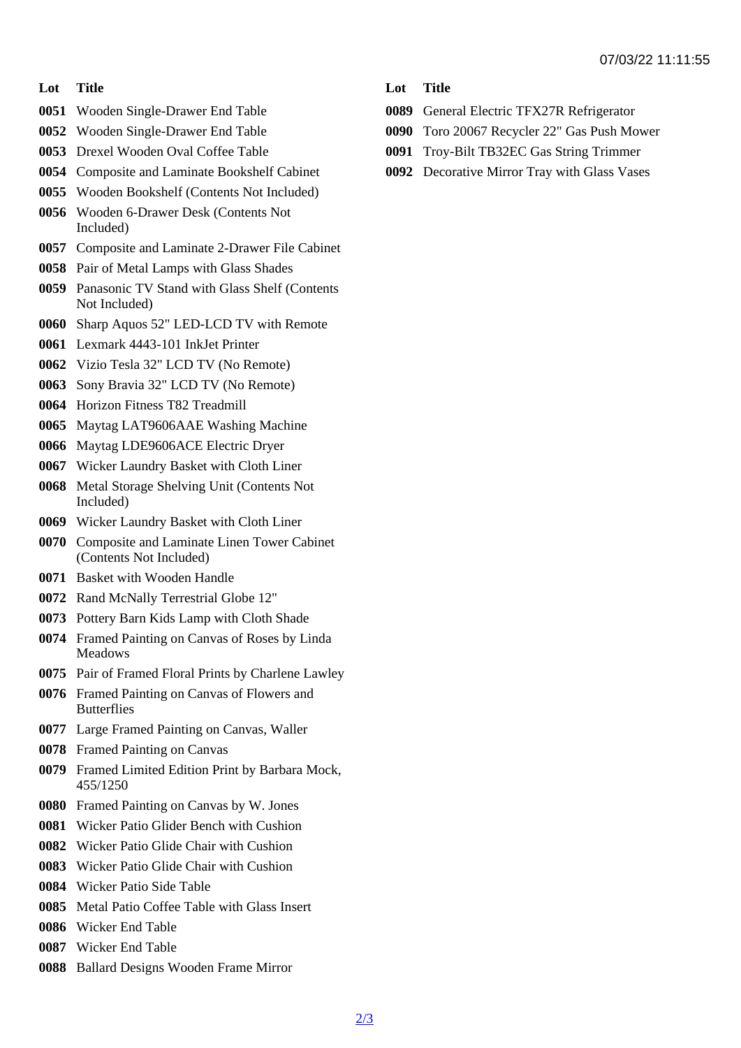| Lot | Title |
|---|---|
| 0051 | Wooden Single-Drawer End Table |
| 0052 | Wooden Single-Drawer End Table |
| 0053 | Drexel Wooden Oval Coffee Table |
| 0054 | Composite and Laminate Bookshelf Cabinet |
| 0055 | Wooden Bookshelf (Contents Not Included) |
| 0056 | Wooden 6-Drawer Desk (Contents Not Included) |
| 0057 | Composite and Laminate 2-Drawer File Cabinet |
| 0058 | Pair of Metal Lamps with Glass Shades |
| 0059 | Panasonic TV Stand with Glass Shelf (Contents Not Included) |
| 0060 | Sharp Aquos 52" LED-LCD TV with Remote |
| 0061 | Lexmark 4443-101 InkJet Printer |
| 0062 | Vizio Tesla 32" LCD TV (No Remote) |
| 0063 | Sony Bravia 32" LCD TV (No Remote) |
| 0064 | Horizon Fitness T82 Treadmill |
| 0065 | Maytag LAT9606AAE Washing Machine |
| 0066 | Maytag LDE9606ACE Electric Dryer |
| 0067 | Wicker Laundry Basket with Cloth Liner |
| 0068 | Metal Storage Shelving Unit (Contents Not Included) |
| 0069 | Wicker Laundry Basket with Cloth Liner |
| 0070 | Composite and Laminate Linen Tower Cabinet (Contents Not Included) |
| 0071 | Basket with Wooden Handle |
| 0072 | Rand McNally Terrestrial Globe 12" |
| 0073 | Pottery Barn Kids Lamp with Cloth Shade |
| 0074 | Framed Painting on Canvas of Roses by Linda Meadows |
| 0075 | Pair of Framed Floral Prints by Charlene Lawley |
| 0076 | Framed Painting on Canvas of Flowers and Butterflies |
| 0077 | Large Framed Painting on Canvas, Waller |
| 0078 | Framed Painting on Canvas |
| 0079 | Framed Limited Edition Print by Barbara Mock, 455/1250 |
| 0080 | Framed Painting on Canvas by W. Jones |
| 0081 | Wicker Patio Glider Bench with Cushion |
| 0082 | Wicker Patio Glide Chair with Cushion |
| 0083 | Wicker Patio Glide Chair with Cushion |
| 0084 | Wicker Patio Side Table |
| 0085 | Metal Patio Coffee Table with Glass Insert |
| 0086 | Wicker End Table |
| 0087 | Wicker End Table |
| 0088 | Ballard Designs Wooden Frame Mirror |
| 0089 | General Electric TFX27R Refrigerator |
| 0090 | Toro 20067 Recycler 22" Gas Push Mower |
| 0091 | Troy-Bilt TB32EC Gas String Trimmer |
| 0092 | Decorative Mirror Tray with Glass Vases |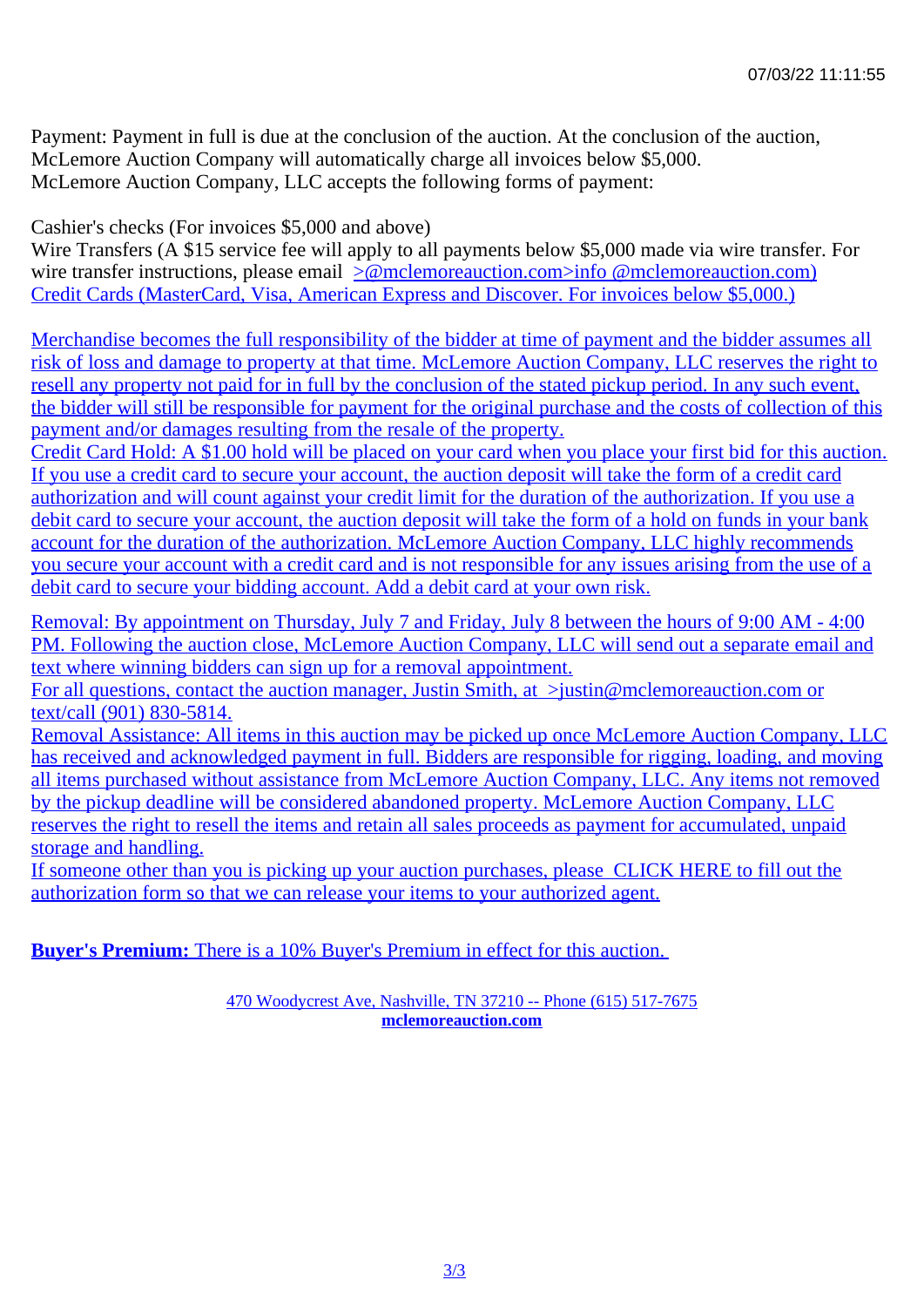Payment: Payment in full is due at the conclusion of the auction. At the conclusion of the auction, McLemore Auction Company will automatically charge all invoices below $5,000.
McLemore Auction Company, LLC accepts the following forms of payment:

Cashier's checks (For invoices $5,000 and above)
Wire Transfers (A $15 service fee will apply to all payments below $5,000 made via wire transfer. For wire transfer instructions, please email >@mclemoreauction.com>info @mclemoreauction.com)
Credit Cards (MasterCard, Visa, American Express and Discover. For invoices below $5,000.)

Merchandise becomes the full responsibility of the bidder at time of payment and the bidder assumes all risk of loss and damage to property at that time. McLemore Auction Company, LLC reserves the right to resell any property not paid for in full by the conclusion of the stated pickup period. In any such event, the bidder will still be responsible for payment for the original purchase and the costs of collection of this payment and/or damages resulting from the resale of the property.
Credit Card Hold: A $1.00 hold will be placed on your card when you place your first bid for this auction. If you use a credit card to secure your account, the auction deposit will take the form of a credit card authorization and will count against your credit limit for the duration of the authorization. If you use a debit card to secure your account, the auction deposit will take the form of a hold on funds in your bank account for the duration of the authorization. McLemore Auction Company, LLC highly recommends you secure your account with a credit card and is not responsible for any issues arising from the use of a debit card to secure your bidding account. Add a debit card at your own risk.

Removal: By appointment on Thursday, July 7 and Friday, July 8 between the hours of 9:00 AM - 4:00 PM. Following the auction close, McLemore Auction Company, LLC will send out a separate email and text where winning bidders can sign up for a removal appointment.
For all questions, contact the auction manager, Justin Smith, at >justin@mclemoreauction.com or text/call (901) 830-5814.
Removal Assistance: All items in this auction may be picked up once McLemore Auction Company, LLC has received and acknowledged payment in full. Bidders are responsible for rigging, loading, and moving all items purchased without assistance from McLemore Auction Company, LLC. Any items not removed by the pickup deadline will be considered abandoned property. McLemore Auction Company, LLC reserves the right to resell the items and retain all sales proceeds as payment for accumulated, unpaid storage and handling.
If someone other than you is picking up your auction purchases, please CLICK HERE to fill out the authorization form so that we can release your items to your authorized agent.

**Buyer's Premium:** There is a 10% Buyer's Premium in effect for this auction.

470 Woodycrest Ave, Nashville, TN 37210 -- Phone (615) 517-7675
**mclemoreauction.com**